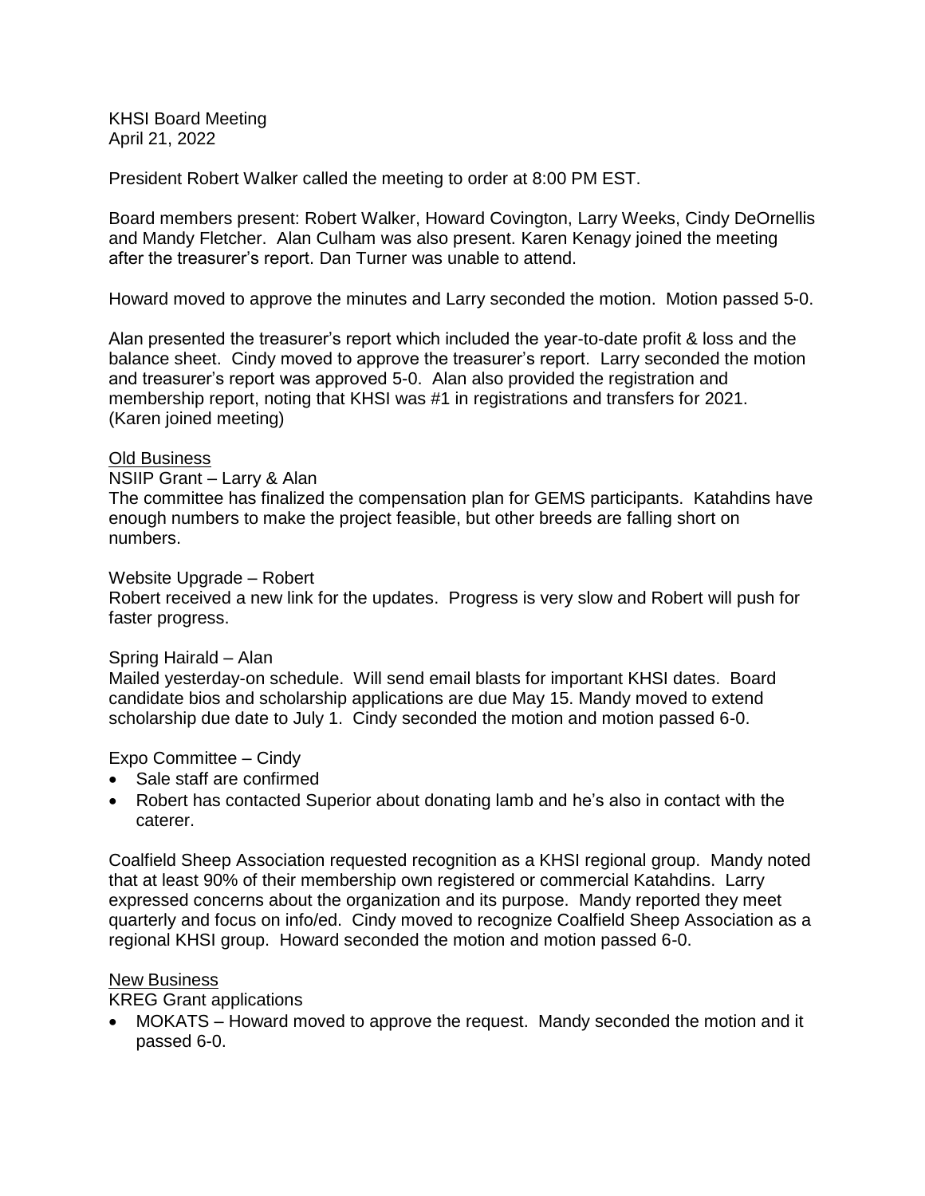KHSI Board Meeting
April 21, 2022

President Robert Walker called the meeting to order at 8:00 PM EST.

Board members present: Robert Walker, Howard Covington, Larry Weeks, Cindy DeOrnellis and Mandy Fletcher. Alan Culham was also present. Karen Kenagy joined the meeting after the treasurer's report. Dan Turner was unable to attend.

Howard moved to approve the minutes and Larry seconded the motion. Motion passed 5-0.

Alan presented the treasurer's report which included the year-to-date profit & loss and the balance sheet. Cindy moved to approve the treasurer's report. Larry seconded the motion and treasurer's report was approved 5-0. Alan also provided the registration and membership report, noting that KHSI was #1 in registrations and transfers for 2021. (Karen joined meeting)

<u>Old Business</u>

NSIIP Grant – Larry & Alan
The committee has finalized the compensation plan for GEMS participants. Katahdins have enough numbers to make the project feasible, but other breeds are falling short on numbers.

Website Upgrade – Robert
Robert received a new link for the updates. Progress is very slow and Robert will push for faster progress.

Spring Hairald – Alan
Mailed yesterday-on schedule. Will send email blasts for important KHSI dates. Board candidate bios and scholarship applications are due May 15. Mandy moved to extend scholarship due date to July 1. Cindy seconded the motion and motion passed 6-0.

Expo Committee – Cindy

- Sale staff are confirmed
- Robert has contacted Superior about donating lamb and he's also in contact with the caterer.

Coalfield Sheep Association requested recognition as a KHSI regional group. Mandy noted that at least 90% of their membership own registered or commercial Katahdins. Larry expressed concerns about the organization and its purpose. Mandy reported they meet quarterly and focus on info/ed. Cindy moved to recognize Coalfield Sheep Association as a regional KHSI group. Howard seconded the motion and motion passed 6-0.

<u>New Business</u>

KREG Grant applications

- MOKATS – Howard moved to approve the request. Mandy seconded the motion and it passed 6-0.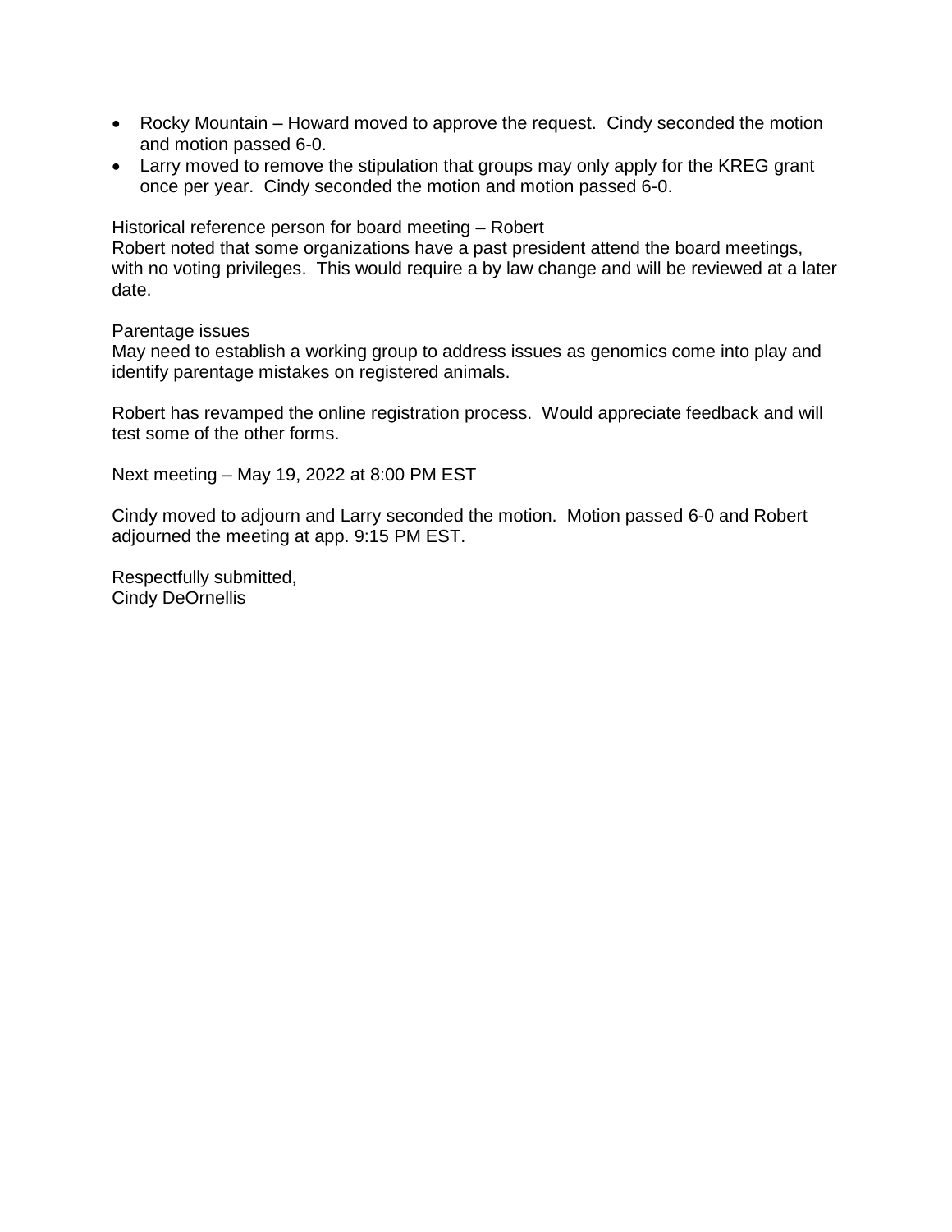- Rocky Mountain – Howard moved to approve the request. Cindy seconded the motion and motion passed 6-0.
- Larry moved to remove the stipulation that groups may only apply for the KREG grant once per year. Cindy seconded the motion and motion passed 6-0.

Historical reference person for board meeting – Robert
Robert noted that some organizations have a past president attend the board meetings, with no voting privileges. This would require a by law change and will be reviewed at a later date.

Parentage issues
May need to establish a working group to address issues as genomics come into play and identify parentage mistakes on registered animals.

Robert has revamped the online registration process. Would appreciate feedback and will test some of the other forms.

Next meeting – May 19, 2022 at 8:00 PM EST

Cindy moved to adjourn and Larry seconded the motion. Motion passed 6-0 and Robert adjourned the meeting at app. 9:15 PM EST.

Respectfully submitted,
Cindy DeOrnellis